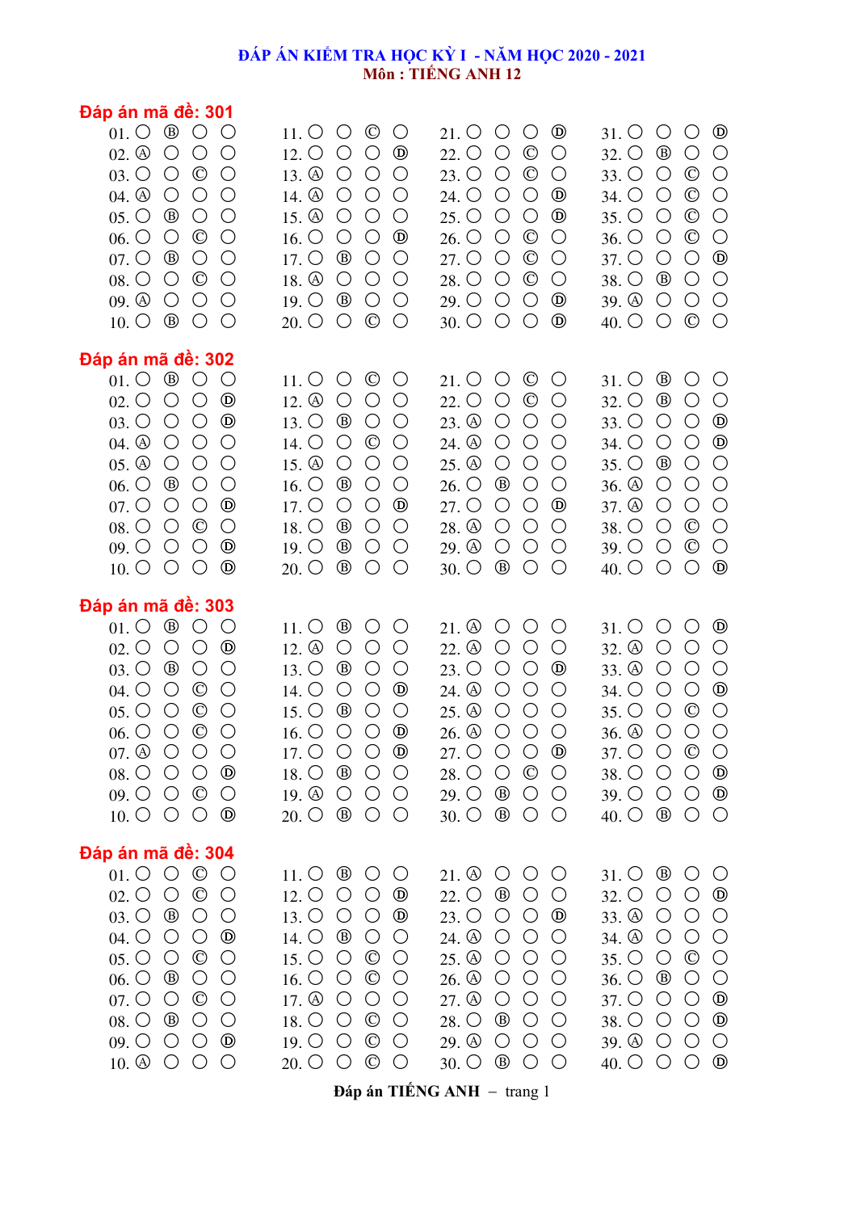# ĐÁP ÁN KIỂM TRA HỌC KỲ I - NĂM HỌC 2020 - 2021
## Môn : TIẾNG ANH 12

### Đáp án mã đề: 301

| Câu | Đáp án | Câu | Đáp án | Câu | Đáp án | Câu | Đáp án |
|---|---|---|---|---|---|---|---|
| 01 | B | 11 | C | 21 | D | 31 | D |
| 02 | A | 12 | D | 22 | C | 32 | B |
| 03 | C | 13 | A | 23 | C | 33 | C |
| 04 | A | 14 | A | 24 | D | 34 | C |
| 05 | B | 15 | A | 25 | D | 35 | C |
| 06 | C | 16 | D | 26 | C | 36 | C |
| 07 | B | 17 | B | 27 | C | 37 | D |
| 08 | C | 18 | A | 28 | C | 38 | B |
| 09 | A | 19 | B | 29 | D | 39 | A |
| 10 | B | 20 | C | 30 | D | 40 | C |

### Đáp án mã đề: 302

| Câu | Đáp án | Câu | Đáp án | Câu | Đáp án | Câu | Đáp án |
|---|---|---|---|---|---|---|---|
| 01 | B | 11 | C | 21 | C | 31 | B |
| 02 | D | 12 | A | 22 | C | 32 | B |
| 03 | D | 13 | B | 23 | A | 33 | D |
| 04 | A | 14 | C | 24 | A | 34 | D |
| 05 | A | 15 | A | 25 | A | 35 | B |
| 06 | B | 16 | B | 26 | B | 36 | A |
| 07 | D | 17 | D | 27 | D | 37 | A |
| 08 | C | 18 | B | 28 | A | 38 | C |
| 09 | D | 19 | B | 29 | A | 39 | C |
| 10 | D | 20 | B | 30 | B | 40 | D |

### Đáp án mã đề: 303

| Câu | Đáp án | Câu | Đáp án | Câu | Đáp án | Câu | Đáp án |
|---|---|---|---|---|---|---|---|
| 01 | B | 11 | B | 21 | A | 31 | D |
| 02 | D | 12 | A | 22 | A | 32 | A |
| 03 | B | 13 | B | 23 | D | 33 | A |
| 04 | C | 14 | D | 24 | A | 34 | D |
| 05 | C | 15 | B | 25 | A | 35 | C |
| 06 | C | 16 | D | 26 | A | 36 | A |
| 07 | A | 17 | D | 27 | D | 37 | C |
| 08 | D | 18 | B | 28 | C | 38 | D |
| 09 | C | 19 | A | 29 | B | 39 | D |
| 10 | D | 20 | B | 30 | B | 40 | B |

### Đáp án mã đề: 304

| Câu | Đáp án | Câu | Đáp án | Câu | Đáp án | Câu | Đáp án |
|---|---|---|---|---|---|---|---|
| 01 | C | 11 | B | 21 | A | 31 | B |
| 02 | C | 12 | D | 22 | B | 32 | D |
| 03 | B | 13 | D | 23 | D | 33 | A |
| 04 | D | 14 | B | 24 | A | 34 | A |
| 05 | C | 15 | C | 25 | A | 35 | C |
| 06 | B | 16 | C | 26 | A | 36 | B |
| 07 | C | 17 | A | 27 | A | 37 | D |
| 08 | B | 18 | C | 28 | B | 38 | D |
| 09 | D | 19 | C | 29 | A | 39 | A |
| 10 | A | 20 | C | 30 | B | 40 | D |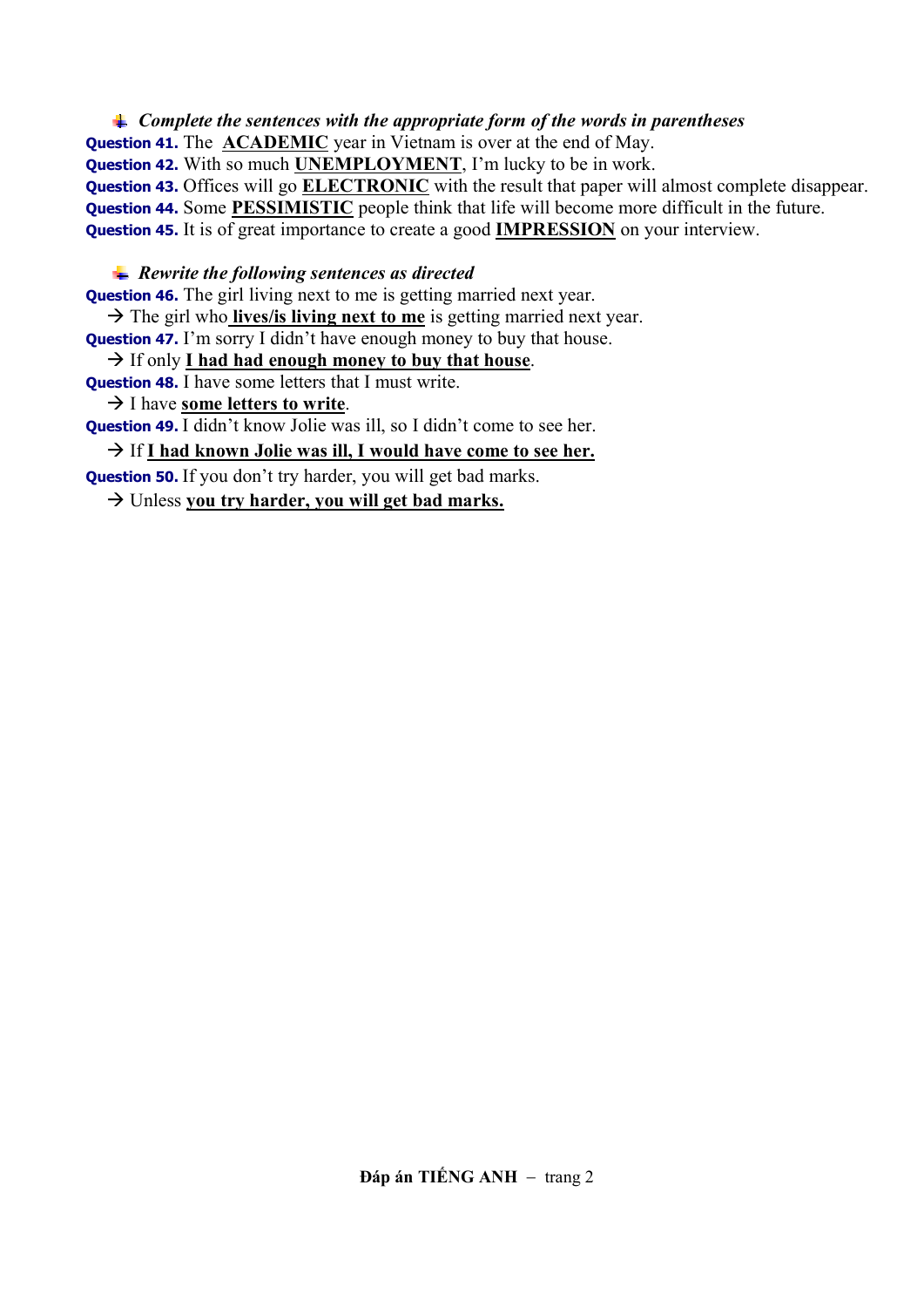***Complete the sentences with the appropriate form of the words in parentheses***

**Question 41.** The **ACADEMIC** year in Vietnam is over at the end of May.

**Question 42.** With so much **UNEMPLOYMENT**, I'm lucky to be in work.

**Question 43.** Offices will go **ELECTRONIC** with the result that paper will almost complete disappear.

**Question 44.** Some **PESSIMISTIC** people think that life will become more difficult in the future.

**Question 45.** It is of great importance to create a good **IMPRESSION** on your interview.

***Rewrite the following sentences as directed***

**Question 46.** The girl living next to me is getting married next year.

→ The girl who **lives/is living next to me** is getting married next year.

**Question 47.** I'm sorry I didn't have enough money to buy that house.

→ If only **I had had enough money to buy that house**.

**Question 48.** I have some letters that I must write.

→ I have **some letters to write**.

**Question 49.** I didn't know Jolie was ill, so I didn't come to see her.

→ If **I had known Jolie was ill, I would have come to see her.**

**Question 50.** If you don't try harder, you will get bad marks.

→ Unless **you try harder, you will get bad marks.**